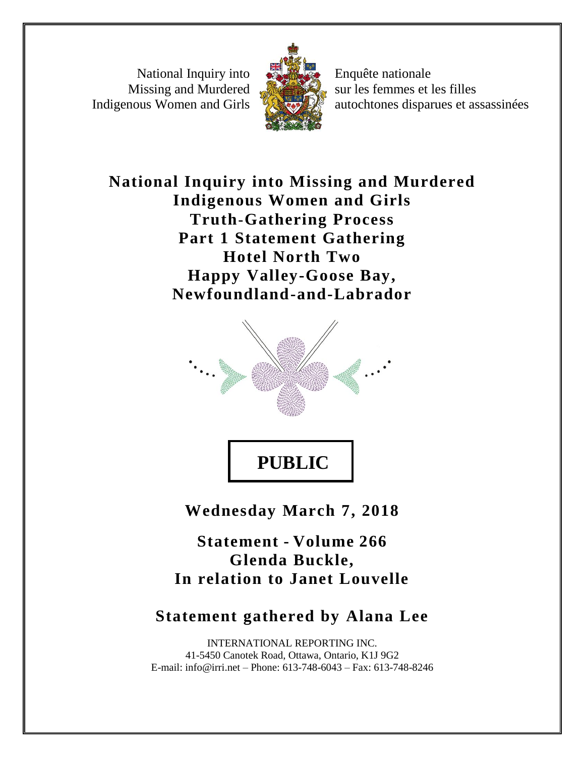National Inquiry into Missing and Murdered Indigenous Women and Girls

Enquête nationale sur les femmes et les filles autochtones disparues et assassinées

# National Inquiry into Missing and Murdered Indigenous Women and Girls
# Truth-Gathering Process
# Part 1 Statement Gathering
# Hotel North Two
# Happy Valley-Goose Bay, Newfoundland-and-Labrador

**PUBLIC**

## Wednesday March 7, 2018

## Statement - Volume 266
## Glenda Buckle,
## In relation to Janet Louvelle

## Statement gathered by Alana Lee

INTERNATIONAL REPORTING INC.
41-5450 Canotek Road, Ottawa, Ontario, K1J 9G2
E-mail: info@irri.net – Phone: 613-748-6043 – Fax: 613-748-8246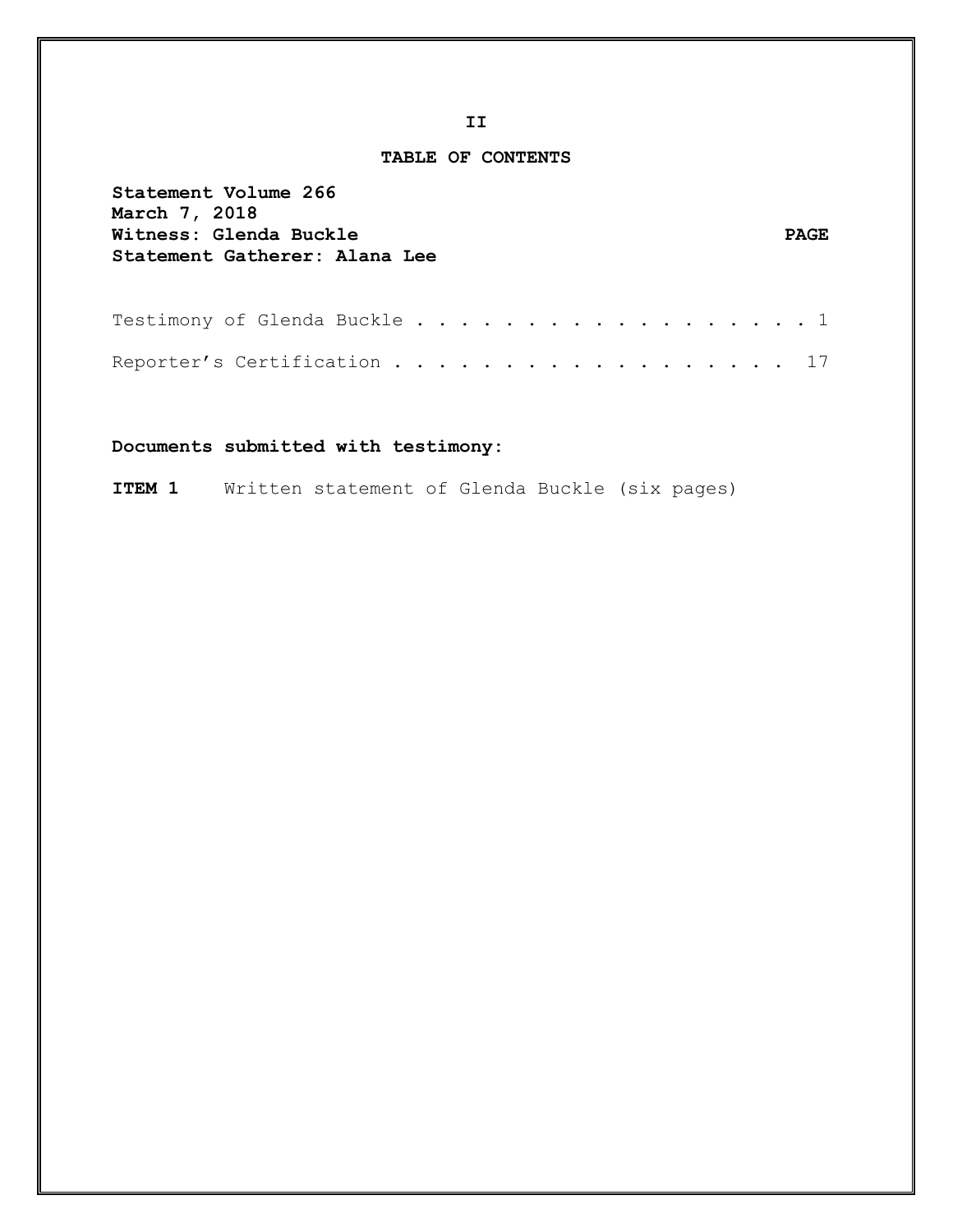# TABLE OF CONTENTS

**Statement Volume 266**
**March 7, 2018**
**Witness: Glenda Buckle**
**Statement Gatherer: Alana Lee**

| | PAGE |
|---|---|
| Testimony of Glenda Buckle . . . . . . . . . . . . . . . . . . . | 1 |
| Reporter's Certification . . . . . . . . . . . . . . . . . . . | 17 |

**Documents submitted with testimony:**

**ITEM 1** Written statement of Glenda Buckle (six pages)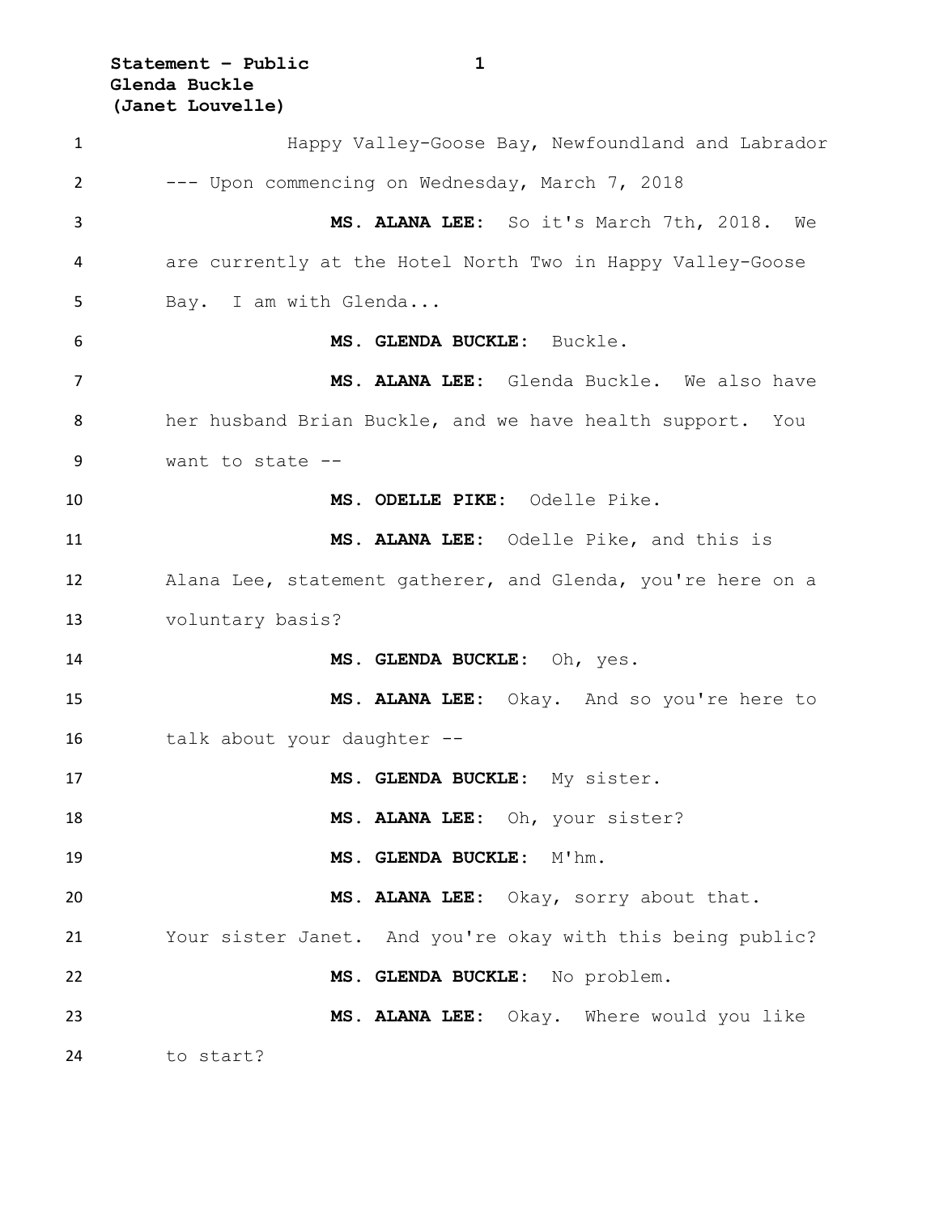Happy Valley-Goose Bay, Newfoundland and Labrador

--- Upon commencing on Wednesday, March 7, 2018

**MS. ALANA LEE:** So it's March 7th, 2018. We are currently at the Hotel North Two in Happy Valley-Goose Bay. I am with Glenda...

**MS. GLENDA BUCKLE:** Buckle.

**MS. ALANA LEE:** Glenda Buckle. We also have her husband Brian Buckle, and we have health support. You want to state --

**MS. ODELLE PIKE:** Odelle Pike.

**MS. ALANA LEE:** Odelle Pike, and this is Alana Lee, statement gatherer, and Glenda, you're here on a voluntary basis?

**MS. GLENDA BUCKLE:** Oh, yes.

**MS. ALANA LEE:** Okay. And so you're here to talk about your daughter --

**MS. GLENDA BUCKLE:** My sister.

**MS. ALANA LEE:** Oh, your sister?

**MS. GLENDA BUCKLE:** M'hm.

**MS. ALANA LEE:** Okay, sorry about that. Your sister Janet. And you're okay with this being public?

**MS. GLENDA BUCKLE:** No problem.

**MS. ALANA LEE:** Okay. Where would you like to start?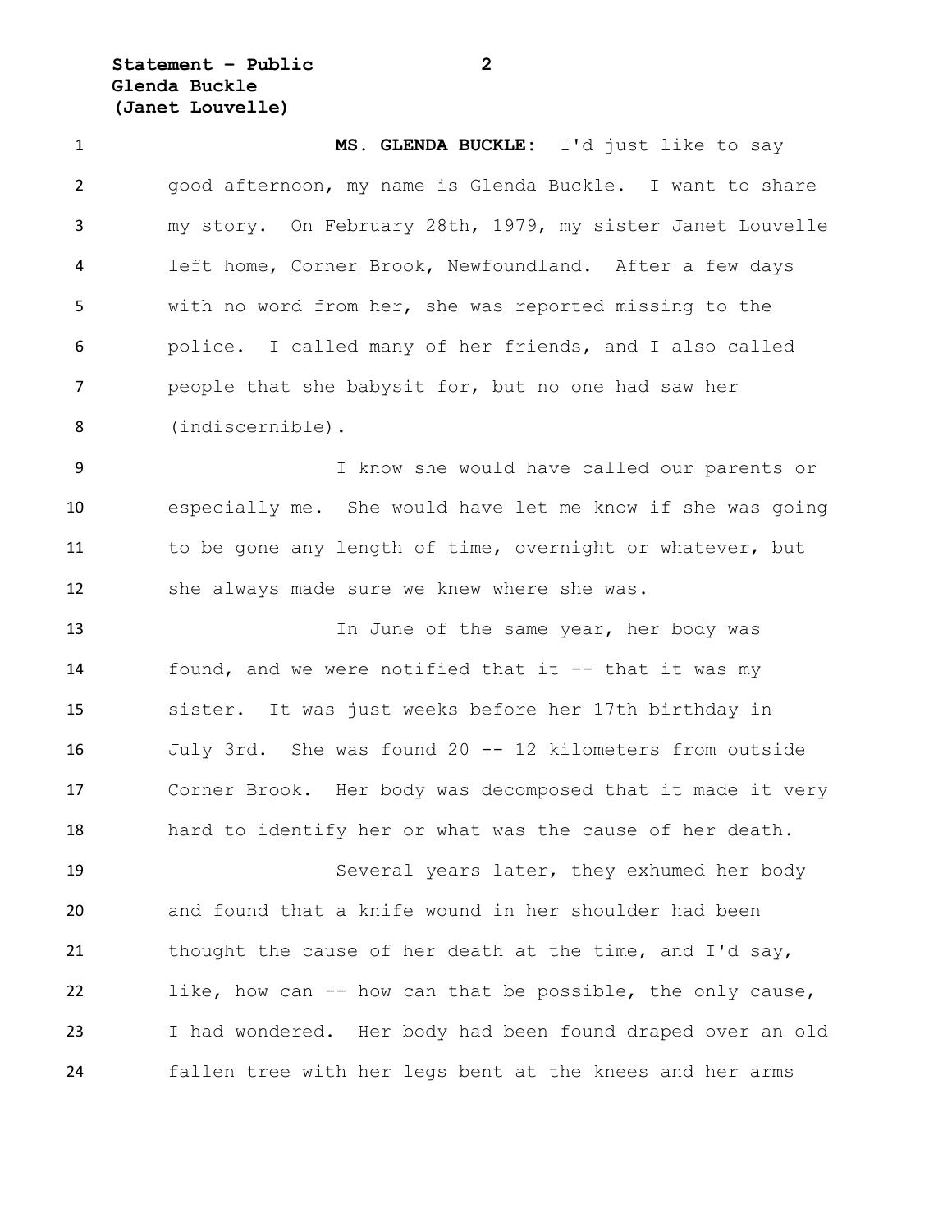**MS. GLENDA BUCKLE:** I'd just like to say good afternoon, my name is Glenda Buckle. I want to share my story. On February 28th, 1979, my sister Janet Louvelle left home, Corner Brook, Newfoundland. After a few days with no word from her, she was reported missing to the police. I called many of her friends, and I also called people that she babysit for, but no one had saw her (indiscernible).

I know she would have called our parents or especially me. She would have let me know if she was going to be gone any length of time, overnight or whatever, but she always made sure we knew where she was.

In June of the same year, her body was found, and we were notified that it -- that it was my sister. It was just weeks before her 17th birthday in July 3rd. She was found 20 -- 12 kilometers from outside Corner Brook. Her body was decomposed that it made it very hard to identify her or what was the cause of her death.

Several years later, they exhumed her body and found that a knife wound in her shoulder had been thought the cause of her death at the time, and I'd say, like, how can -- how can that be possible, the only cause, I had wondered. Her body had been found draped over an old fallen tree with her legs bent at the knees and her arms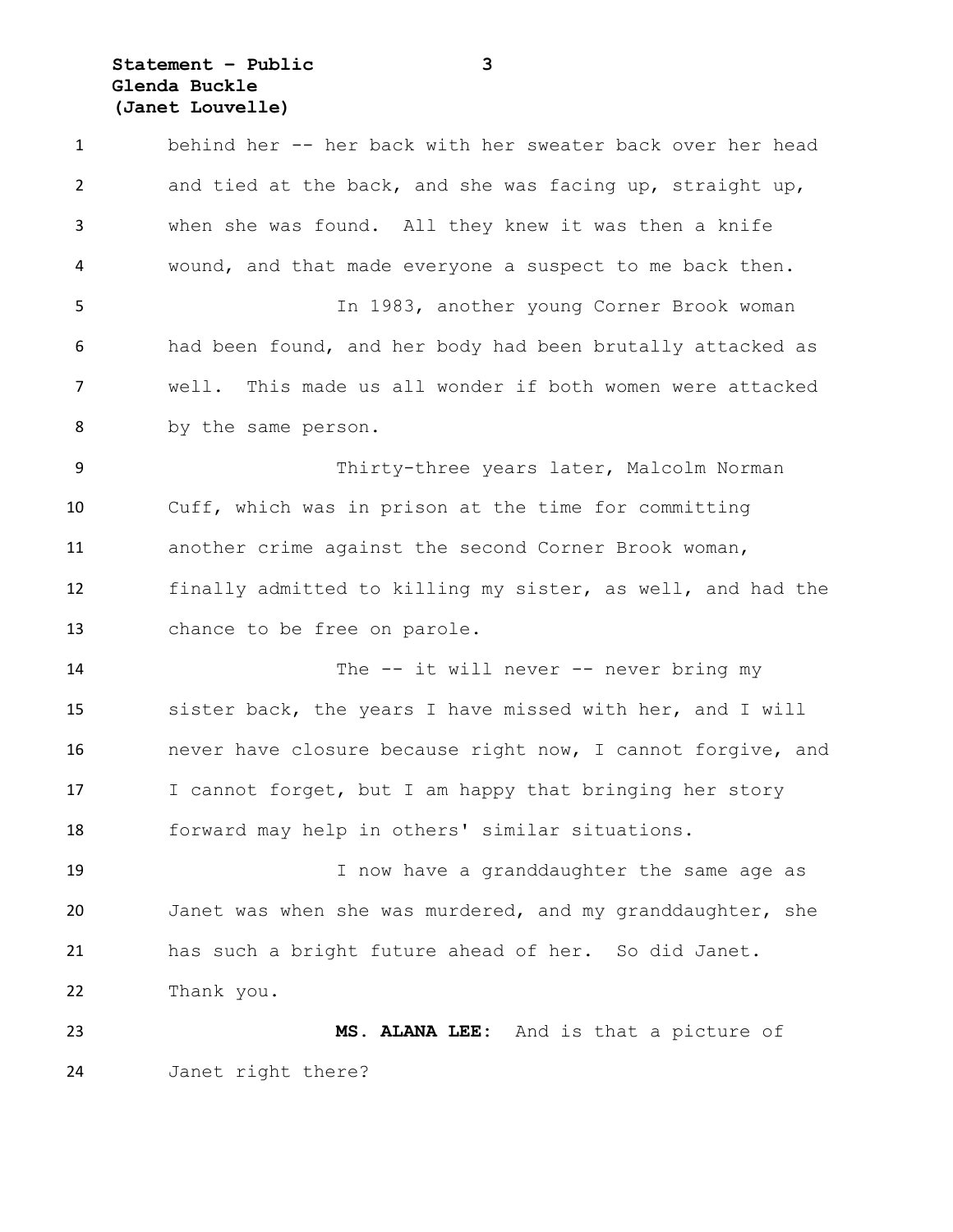behind her -- her back with her sweater back over her head and tied at the back, and she was facing up, straight up, when she was found. All they knew it was then a knife wound, and that made everyone a suspect to me back then.

In 1983, another young Corner Brook woman had been found, and her body had been brutally attacked as well. This made us all wonder if both women were attacked by the same person.

Thirty-three years later, Malcolm Norman Cuff, which was in prison at the time for committing another crime against the second Corner Brook woman, finally admitted to killing my sister, as well, and had the chance to be free on parole.

The -- it will never -- never bring my sister back, the years I have missed with her, and I will never have closure because right now, I cannot forgive, and I cannot forget, but I am happy that bringing her story forward may help in others' similar situations.

I now have a granddaughter the same age as Janet was when she was murdered, and my granddaughter, she has such a bright future ahead of her. So did Janet. Thank you.

**MS. ALANA LEE:** And is that a picture of Janet right there?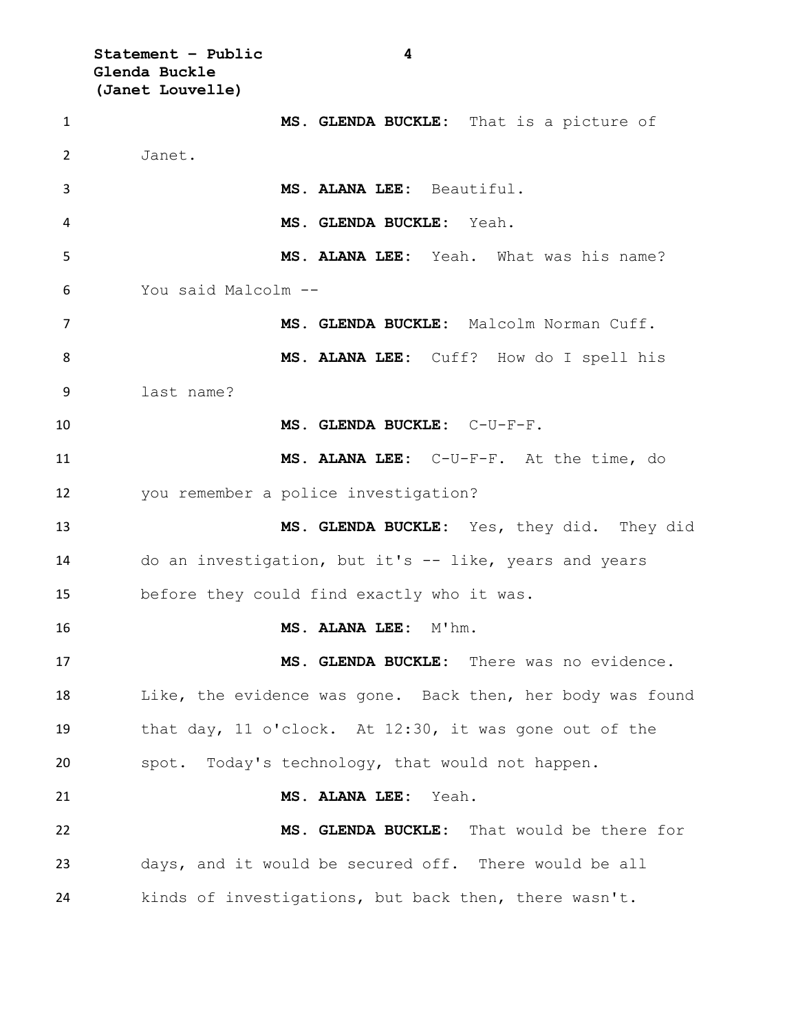**MS. GLENDA BUCKLE:** That is a picture of Janet.

**MS. ALANA LEE:** Beautiful.

**MS. GLENDA BUCKLE:** Yeah.

**MS. ALANA LEE:** Yeah. What was his name? You said Malcolm --

**MS. GLENDA BUCKLE:** Malcolm Norman Cuff.

**MS. ALANA LEE:** Cuff? How do I spell his last name?

**MS. GLENDA BUCKLE:** C-U-F-F.

**MS. ALANA LEE:** C-U-F-F. At the time, do you remember a police investigation?

**MS. GLENDA BUCKLE:** Yes, they did. They did do an investigation, but it's -- like, years and years before they could find exactly who it was.

**MS. ALANA LEE:** M'hm.

**MS. GLENDA BUCKLE:** There was no evidence. Like, the evidence was gone. Back then, her body was found that day, 11 o'clock. At 12:30, it was gone out of the spot. Today's technology, that would not happen.

**MS. ALANA LEE:** Yeah.

**MS. GLENDA BUCKLE:** That would be there for days, and it would be secured off. There would be all kinds of investigations, but back then, there wasn't.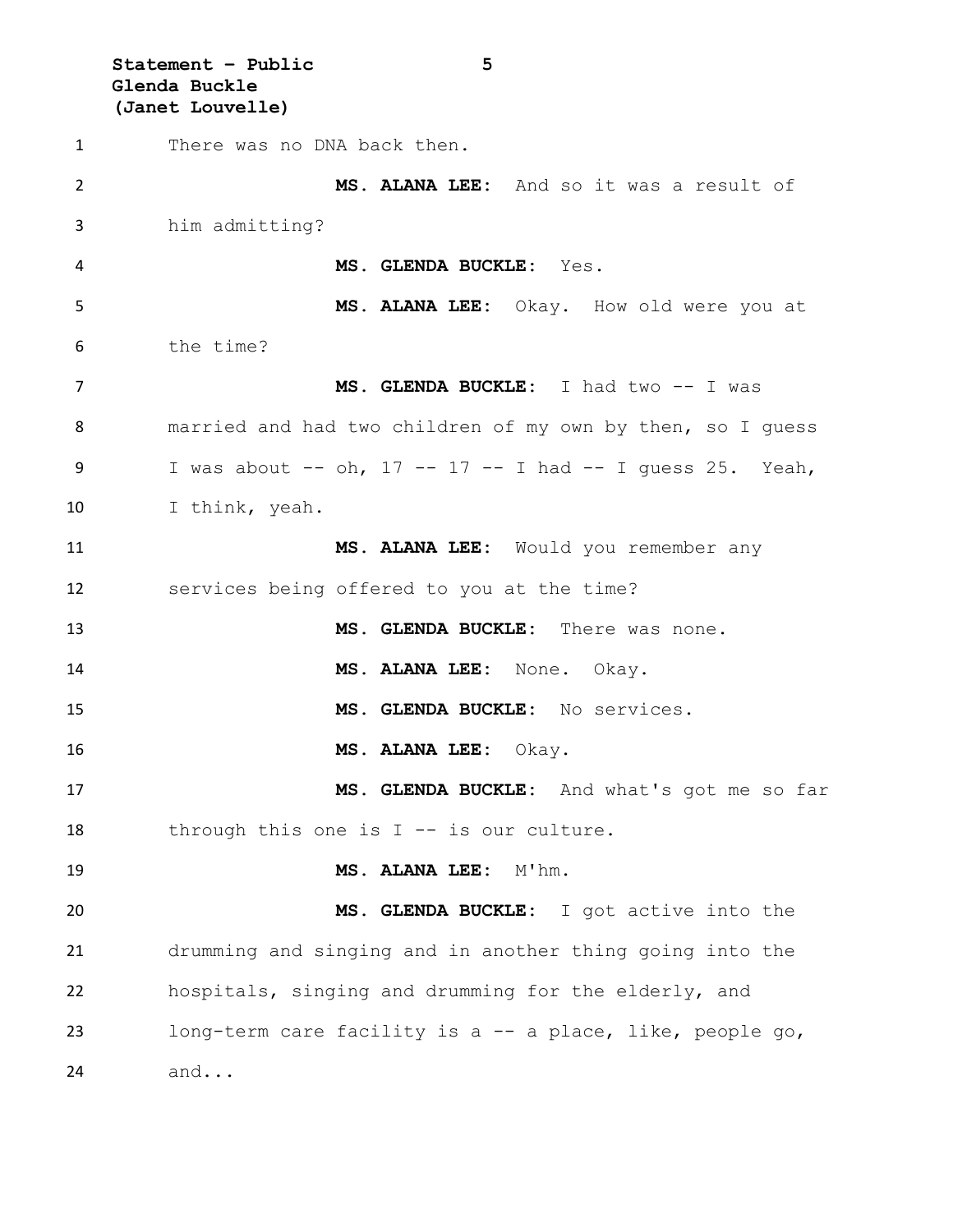There was no DNA back then.

**MS. ALANA LEE:** And so it was a result of him admitting?

**MS. GLENDA BUCKLE:** Yes.

**MS. ALANA LEE:** Okay. How old were you at the time?

**MS. GLENDA BUCKLE:** I had two -- I was married and had two children of my own by then, so I guess I was about -- oh, 17 -- 17 -- I had -- I guess 25. Yeah, I think, yeah.

**MS. ALANA LEE:** Would you remember any services being offered to you at the time?

**MS. GLENDA BUCKLE:** There was none.

**MS. ALANA LEE:** None. Okay.

**MS. GLENDA BUCKLE:** No services.

**MS. ALANA LEE:** Okay.

**MS. GLENDA BUCKLE:** And what's got me so far through this one is I -- is our culture.

**MS. ALANA LEE:** M'hm.

**MS. GLENDA BUCKLE:** I got active into the drumming and singing and in another thing going into the hospitals, singing and drumming for the elderly, and long-term care facility is a -- a place, like, people go, and...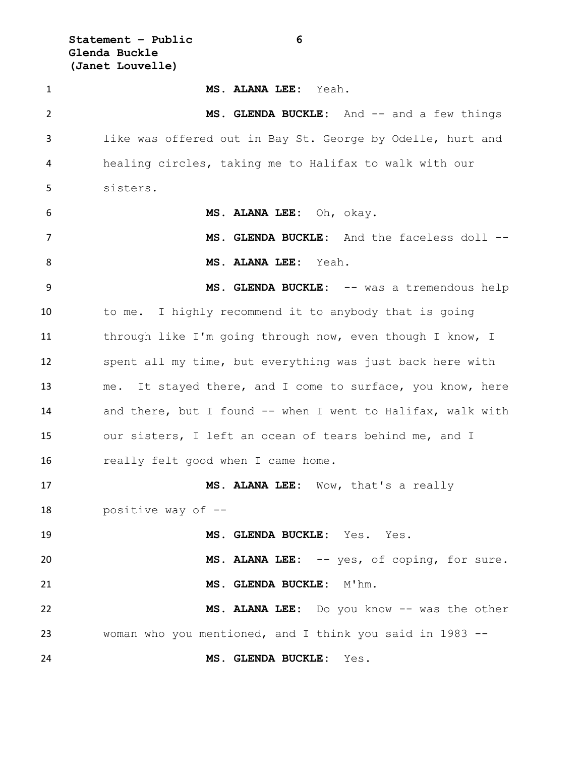**MS. ALANA LEE:** Yeah.

**MS. GLENDA BUCKLE:** And -- and a few things like was offered out in Bay St. George by Odelle, hurt and healing circles, taking me to Halifax to walk with our sisters.

**MS. ALANA LEE:** Oh, okay.

**MS. GLENDA BUCKLE:** And the faceless doll --

**MS. ALANA LEE:** Yeah.

**MS. GLENDA BUCKLE:** -- was a tremendous help to me. I highly recommend it to anybody that is going through like I'm going through now, even though I know, I spent all my time, but everything was just back here with me. It stayed there, and I come to surface, you know, here and there, but I found -- when I went to Halifax, walk with our sisters, I left an ocean of tears behind me, and I really felt good when I came home.

**MS. ALANA LEE:** Wow, that's a really positive way of --

**MS. GLENDA BUCKLE:** Yes. Yes.

**MS. ALANA LEE:** -- yes, of coping, for sure.

**MS. GLENDA BUCKLE:** M'hm.

**MS. ALANA LEE:** Do you know -- was the other woman who you mentioned, and I think you said in 1983 --

**MS. GLENDA BUCKLE:** Yes.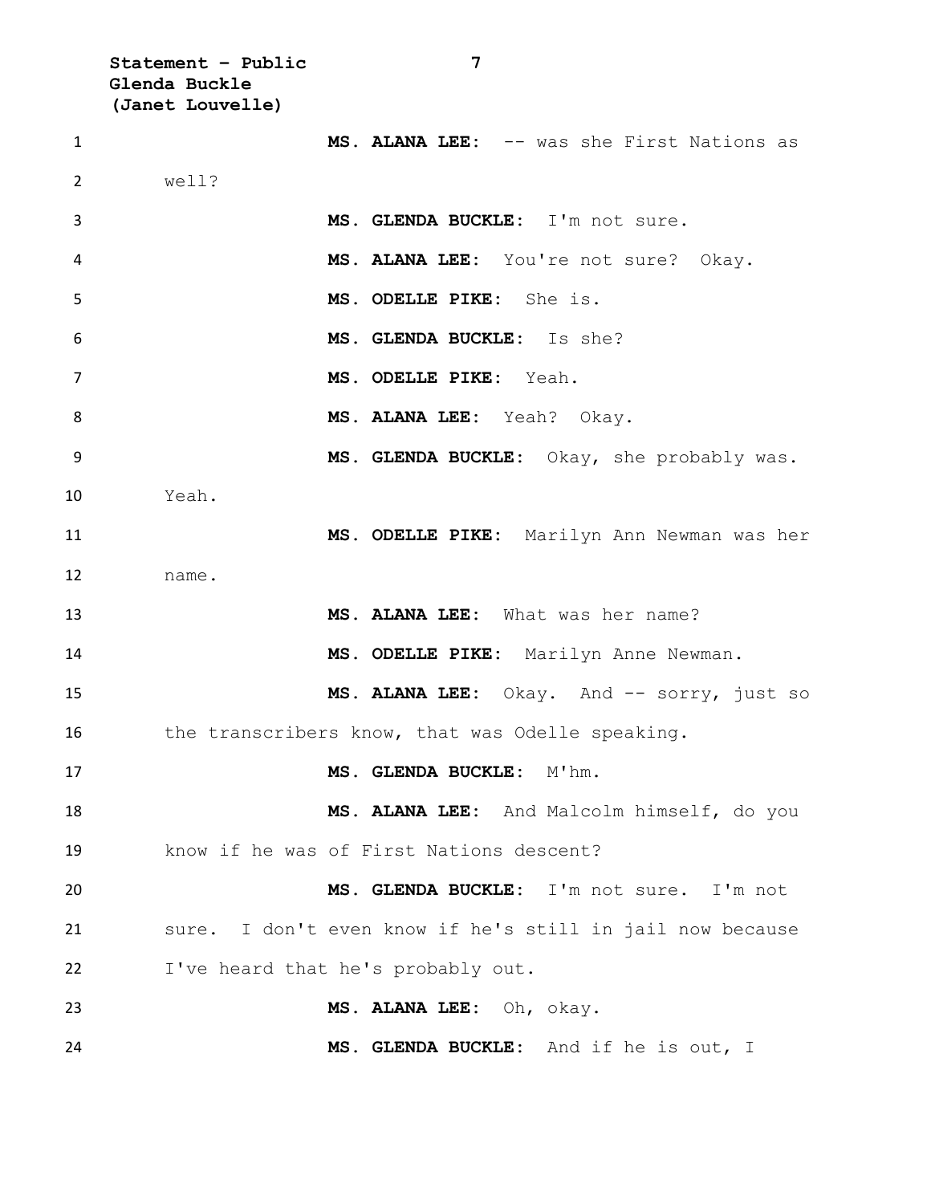**MS. ALANA LEE:** -- was she First Nations as well?

**MS. GLENDA BUCKLE:** I'm not sure.

**MS. ALANA LEE:** You're not sure? Okay.

**MS. ODELLE PIKE:** She is.

**MS. GLENDA BUCKLE:** Is she?

**MS. ODELLE PIKE:** Yeah.

**MS. ALANA LEE:** Yeah? Okay.

**MS. GLENDA BUCKLE:** Okay, she probably was. Yeah.

**MS. ODELLE PIKE:** Marilyn Ann Newman was her name.

**MS. ALANA LEE:** What was her name?

**MS. ODELLE PIKE:** Marilyn Anne Newman.

**MS. ALANA LEE:** Okay. And -- sorry, just so the transcribers know, that was Odelle speaking.

**MS. GLENDA BUCKLE:** M'hm.

**MS. ALANA LEE:** And Malcolm himself, do you know if he was of First Nations descent?

**MS. GLENDA BUCKLE:** I'm not sure. I'm not sure. I don't even know if he's still in jail now because I've heard that he's probably out.

**MS. ALANA LEE:** Oh, okay.

**MS. GLENDA BUCKLE:** And if he is out, I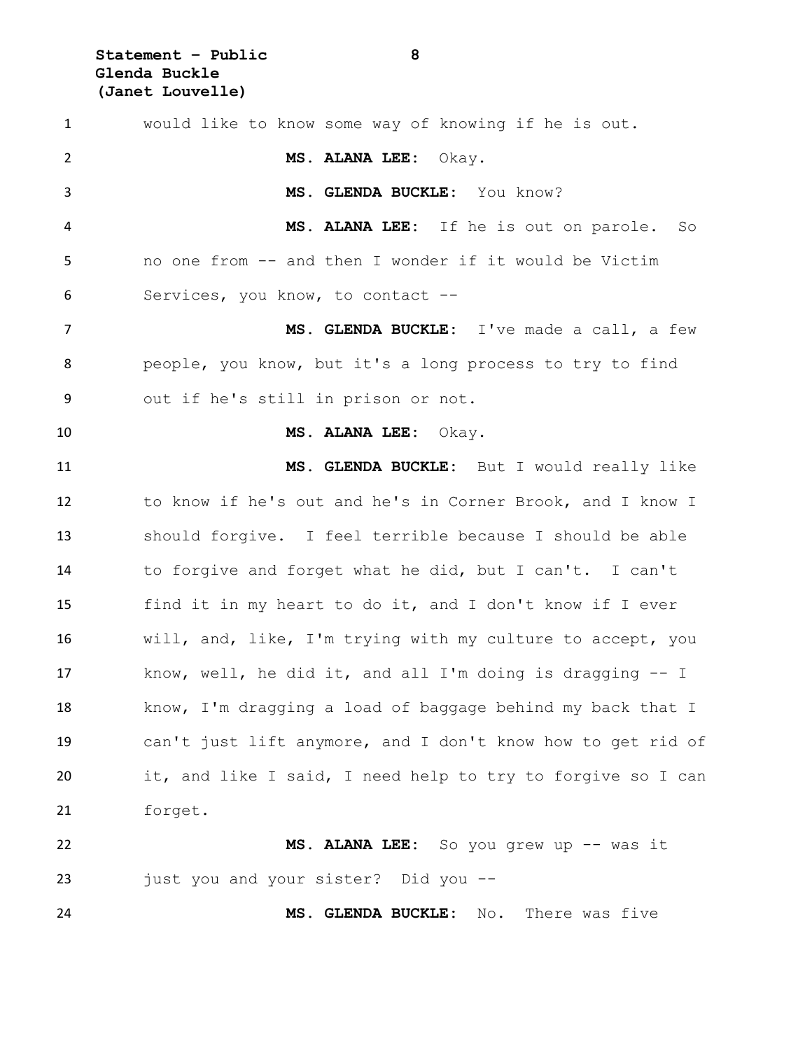would like to know some way of knowing if he is out.

**MS. ALANA LEE:** Okay.

**MS. GLENDA BUCKLE:** You know?

**MS. ALANA LEE:** If he is out on parole. So no one from -- and then I wonder if it would be Victim Services, you know, to contact --

**MS. GLENDA BUCKLE:** I've made a call, a few people, you know, but it's a long process to try to find out if he's still in prison or not.

**MS. ALANA LEE:** Okay.

**MS. GLENDA BUCKLE:** But I would really like to know if he's out and he's in Corner Brook, and I know I should forgive. I feel terrible because I should be able to forgive and forget what he did, but I can't. I can't find it in my heart to do it, and I don't know if I ever will, and, like, I'm trying with my culture to accept, you know, well, he did it, and all I'm doing is dragging -- I know, I'm dragging a load of baggage behind my back that I can't just lift anymore, and I don't know how to get rid of it, and like I said, I need help to try to forgive so I can forget.

**MS. ALANA LEE:** So you grew up -- was it just you and your sister? Did you --

**MS. GLENDA BUCKLE:** No. There was five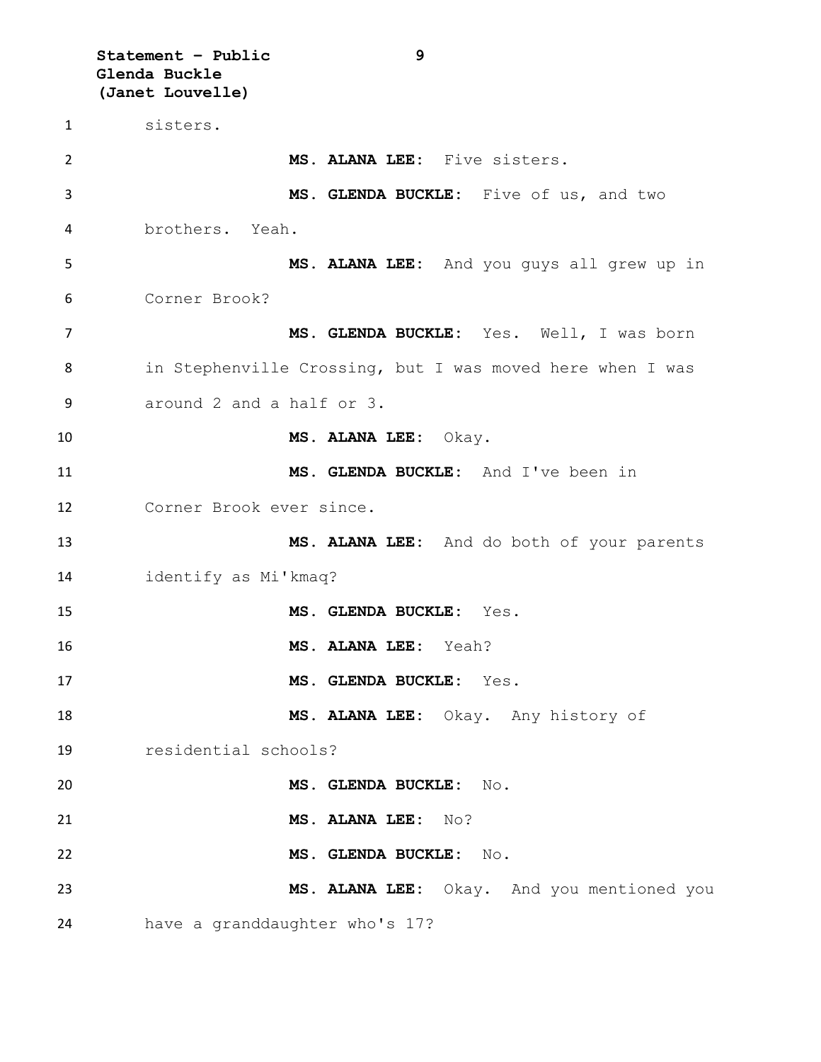sisters.

**MS. ALANA LEE:** Five sisters.

**MS. GLENDA BUCKLE:** Five of us, and two brothers. Yeah.

**MS. ALANA LEE:** And you guys all grew up in Corner Brook?

**MS. GLENDA BUCKLE:** Yes. Well, I was born in Stephenville Crossing, but I was moved here when I was around 2 and a half or 3.

**MS. ALANA LEE:** Okay.

**MS. GLENDA BUCKLE:** And I've been in Corner Brook ever since.

**MS. ALANA LEE:** And do both of your parents identify as Mi'kmaq?

**MS. GLENDA BUCKLE:** Yes.

**MS. ALANA LEE:** Yeah?

**MS. GLENDA BUCKLE:** Yes.

**MS. ALANA LEE:** Okay. Any history of residential schools?

**MS. GLENDA BUCKLE:** No.

**MS. ALANA LEE:** No?

**MS. GLENDA BUCKLE:** No.

**MS. ALANA LEE:** Okay. And you mentioned you have a granddaughter who's 17?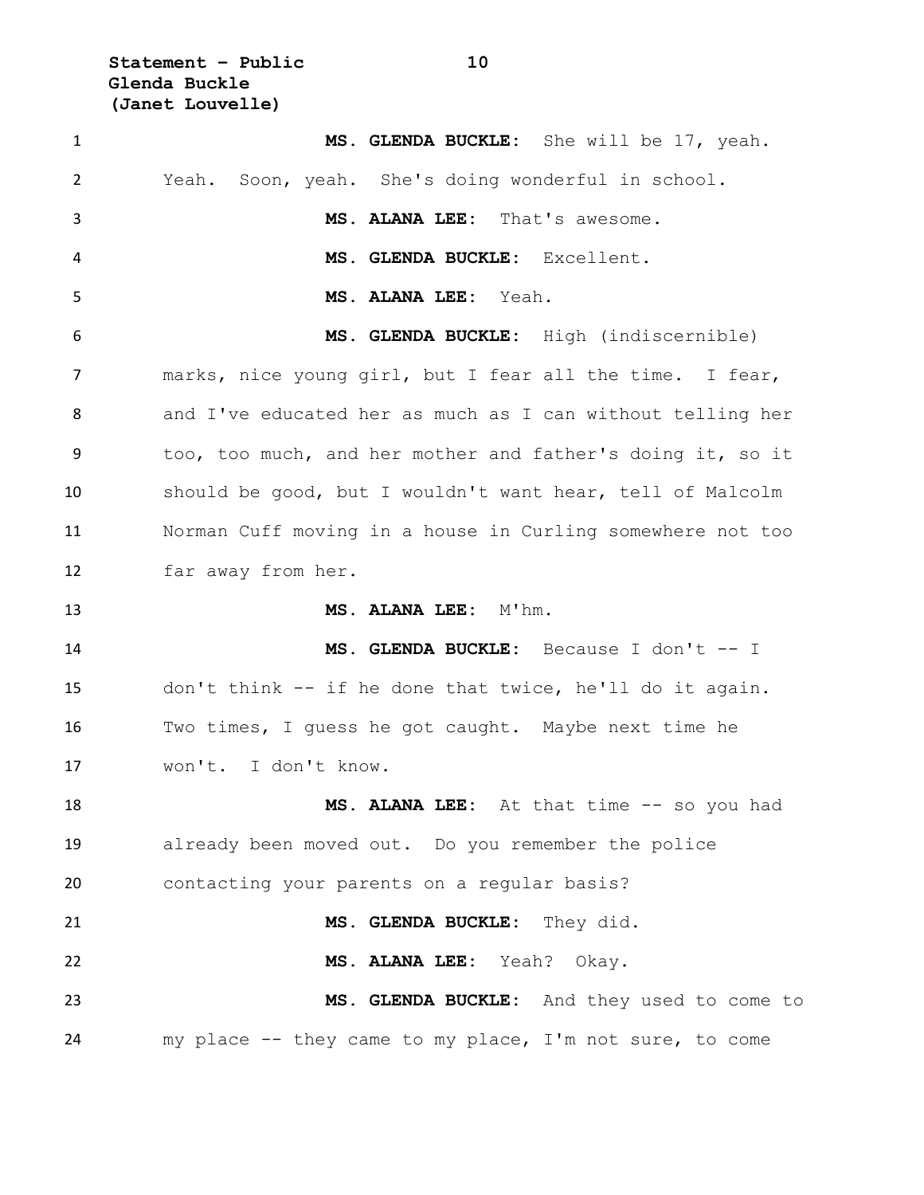**MS. GLENDA BUCKLE:** She will be 17, yeah. Yeah. Soon, yeah. She's doing wonderful in school.

**MS. ALANA LEE:** That's awesome.

**MS. GLENDA BUCKLE:** Excellent.

**MS. ALANA LEE:** Yeah.

**MS. GLENDA BUCKLE:** High (indiscernible) marks, nice young girl, but I fear all the time. I fear, and I've educated her as much as I can without telling her too, too much, and her mother and father's doing it, so it should be good, but I wouldn't want hear, tell of Malcolm Norman Cuff moving in a house in Curling somewhere not too far away from her.

**MS. ALANA LEE:** M'hm.

**MS. GLENDA BUCKLE:** Because I don't -- I don't think -- if he done that twice, he'll do it again. Two times, I guess he got caught. Maybe next time he won't. I don't know.

**MS. ALANA LEE:** At that time -- so you had already been moved out. Do you remember the police contacting your parents on a regular basis?

**MS. GLENDA BUCKLE:** They did.

**MS. ALANA LEE:** Yeah? Okay.

**MS. GLENDA BUCKLE:** And they used to come to my place -- they came to my place, I'm not sure, to come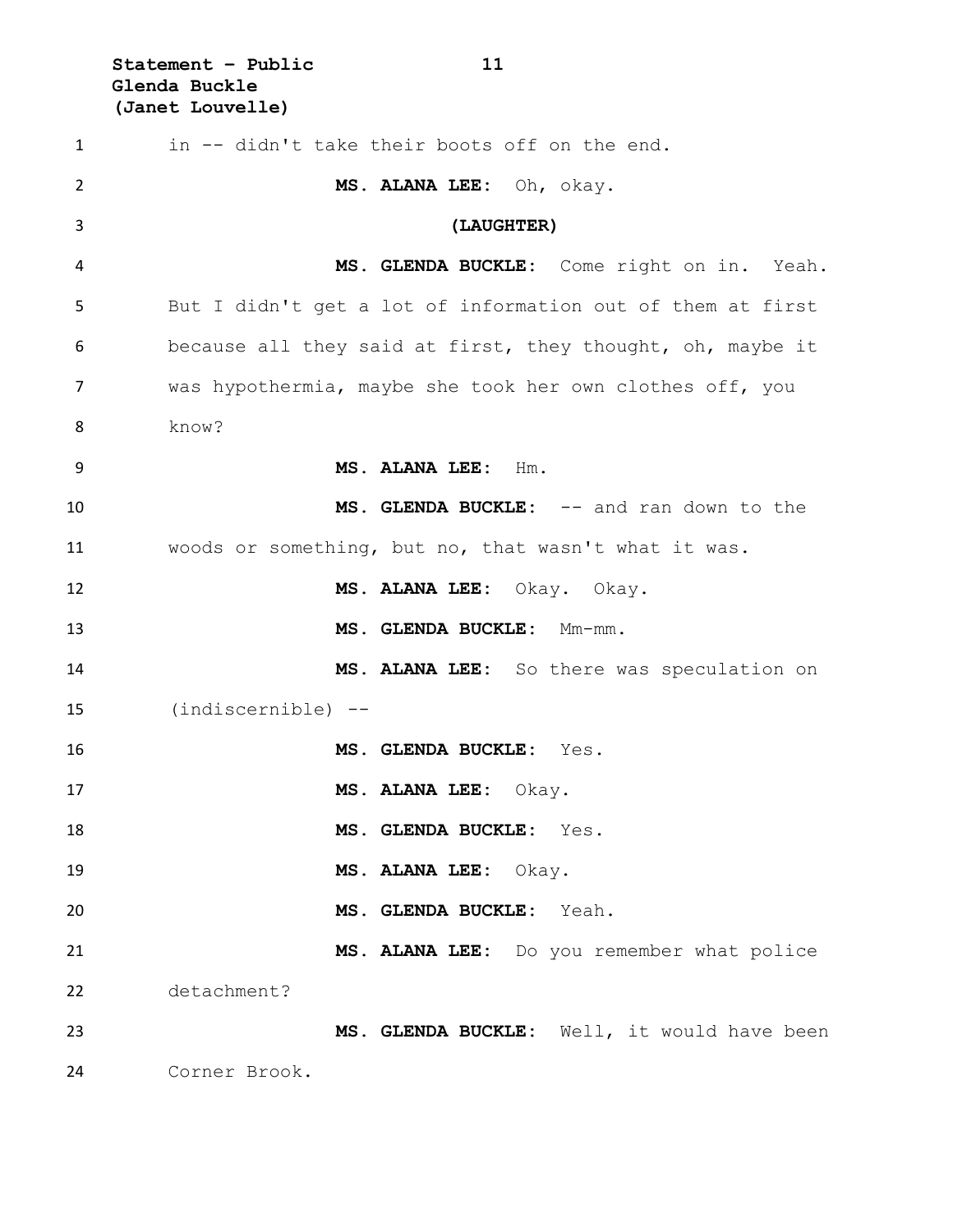in -- didn't take their boots off on the end.

**MS. ALANA LEE:** Oh, okay.

**(LAUGHTER)**

**MS. GLENDA BUCKLE:** Come right on in. Yeah. But I didn't get a lot of information out of them at first because all they said at first, they thought, oh, maybe it was hypothermia, maybe she took her own clothes off, you know?

**MS. ALANA LEE:** Hm.

**MS. GLENDA BUCKLE:** -- and ran down to the woods or something, but no, that wasn't what it was.

**MS. ALANA LEE:** Okay. Okay.

**MS. GLENDA BUCKLE:** Mm-mm.

**MS. ALANA LEE:** So there was speculation on (indiscernible) --

**MS. GLENDA BUCKLE:** Yes.

**MS. ALANA LEE:** Okay.

**MS. GLENDA BUCKLE:** Yes.

**MS. ALANA LEE:** Okay.

**MS. GLENDA BUCKLE:** Yeah.

**MS. ALANA LEE:** Do you remember what police detachment?

**MS. GLENDA BUCKLE:** Well, it would have been Corner Brook.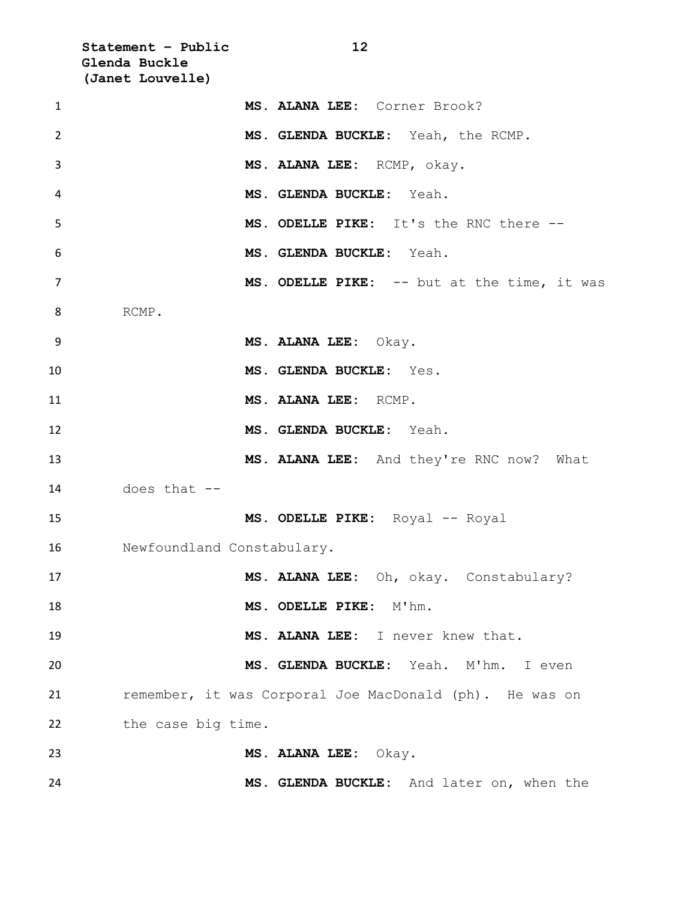**MS. ALANA LEE:** Corner Brook?

**MS. GLENDA BUCKLE:** Yeah, the RCMP.

**MS. ALANA LEE:** RCMP, okay.

**MS. GLENDA BUCKLE:** Yeah.

**MS. ODELLE PIKE:** It's the RNC there --

**MS. GLENDA BUCKLE:** Yeah.

**MS. ODELLE PIKE:** -- but at the time, it was RCMP.

**MS. ALANA LEE:** Okay.

**MS. GLENDA BUCKLE:** Yes.

**MS. ALANA LEE:** RCMP.

**MS. GLENDA BUCKLE:** Yeah.

**MS. ALANA LEE:** And they're RNC now? What does that --

**MS. ODELLE PIKE:** Royal -- Royal Newfoundland Constabulary.

**MS. ALANA LEE:** Oh, okay. Constabulary?

**MS. ODELLE PIKE:** M'hm.

**MS. ALANA LEE:** I never knew that.

**MS. GLENDA BUCKLE:** Yeah. M'hm. I even remember, it was Corporal Joe MacDonald (ph). He was on the case big time.

**MS. ALANA LEE:** Okay.

**MS. GLENDA BUCKLE:** And later on, when the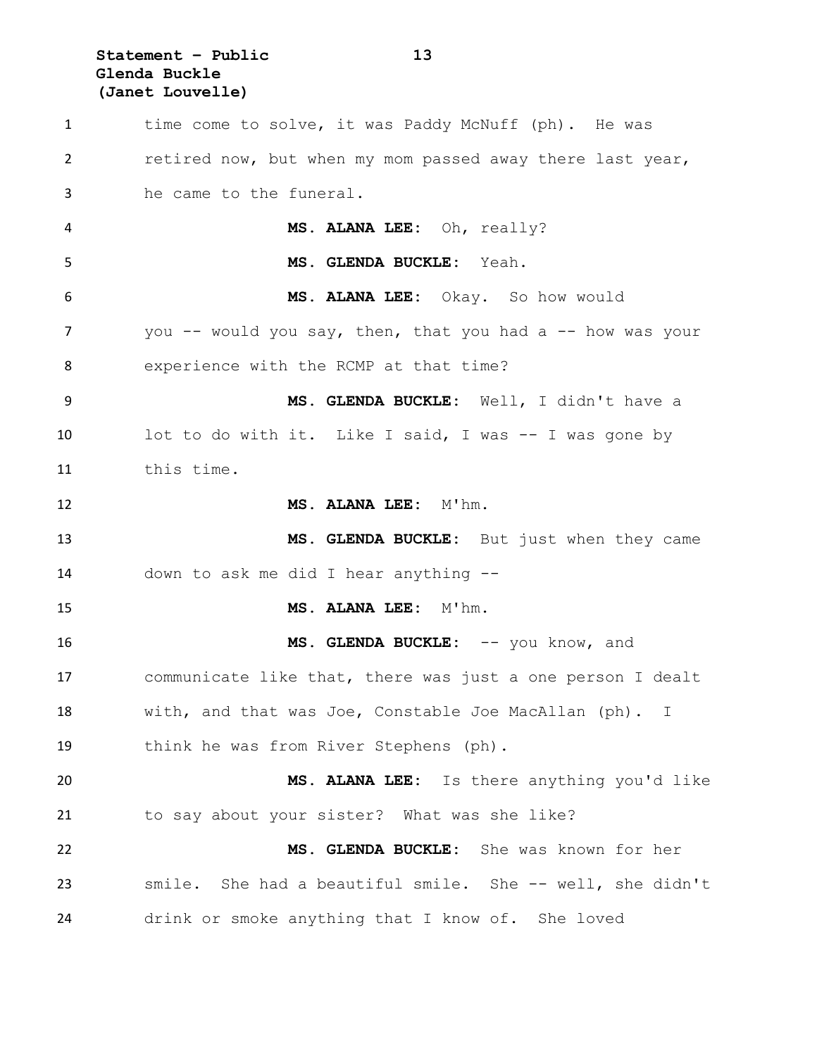time come to solve, it was Paddy McNuff (ph). He was retired now, but when my mom passed away there last year, he came to the funeral.

**MS. ALANA LEE:** Oh, really?

**MS. GLENDA BUCKLE:** Yeah.

**MS. ALANA LEE:** Okay. So how would you -- would you say, then, that you had a -- how was your experience with the RCMP at that time?

**MS. GLENDA BUCKLE:** Well, I didn't have a lot to do with it. Like I said, I was -- I was gone by this time.

**MS. ALANA LEE:** M'hm.

**MS. GLENDA BUCKLE:** But just when they came down to ask me did I hear anything --

**MS. ALANA LEE:** M'hm.

**MS. GLENDA BUCKLE:** -- you know, and communicate like that, there was just a one person I dealt with, and that was Joe, Constable Joe MacAllan (ph). I think he was from River Stephens (ph).

**MS. ALANA LEE:** Is there anything you'd like to say about your sister? What was she like?

**MS. GLENDA BUCKLE:** She was known for her smile. She had a beautiful smile. She -- well, she didn't drink or smoke anything that I know of. She loved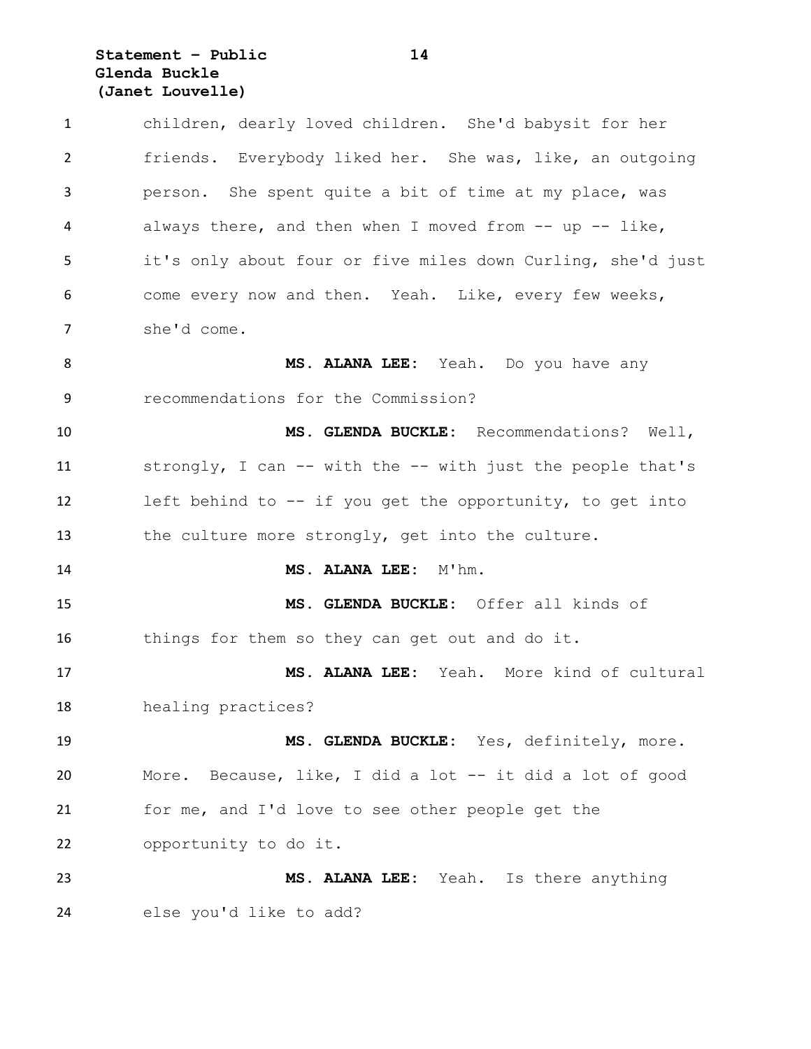children, dearly loved children. She'd babysit for her friends. Everybody liked her. She was, like, an outgoing person. She spent quite a bit of time at my place, was always there, and then when I moved from -- up -- like, it's only about four or five miles down Curling, she'd just come every now and then. Yeah. Like, every few weeks, she'd come.

**MS. ALANA LEE:** Yeah. Do you have any recommendations for the Commission?

**MS. GLENDA BUCKLE:** Recommendations? Well, strongly, I can -- with the -- with just the people that's left behind to -- if you get the opportunity, to get into the culture more strongly, get into the culture.

**MS. ALANA LEE:** M'hm.

**MS. GLENDA BUCKLE:** Offer all kinds of things for them so they can get out and do it.

**MS. ALANA LEE:** Yeah. More kind of cultural healing practices?

**MS. GLENDA BUCKLE:** Yes, definitely, more. More. Because, like, I did a lot -- it did a lot of good for me, and I'd love to see other people get the opportunity to do it.

**MS. ALANA LEE:** Yeah. Is there anything else you'd like to add?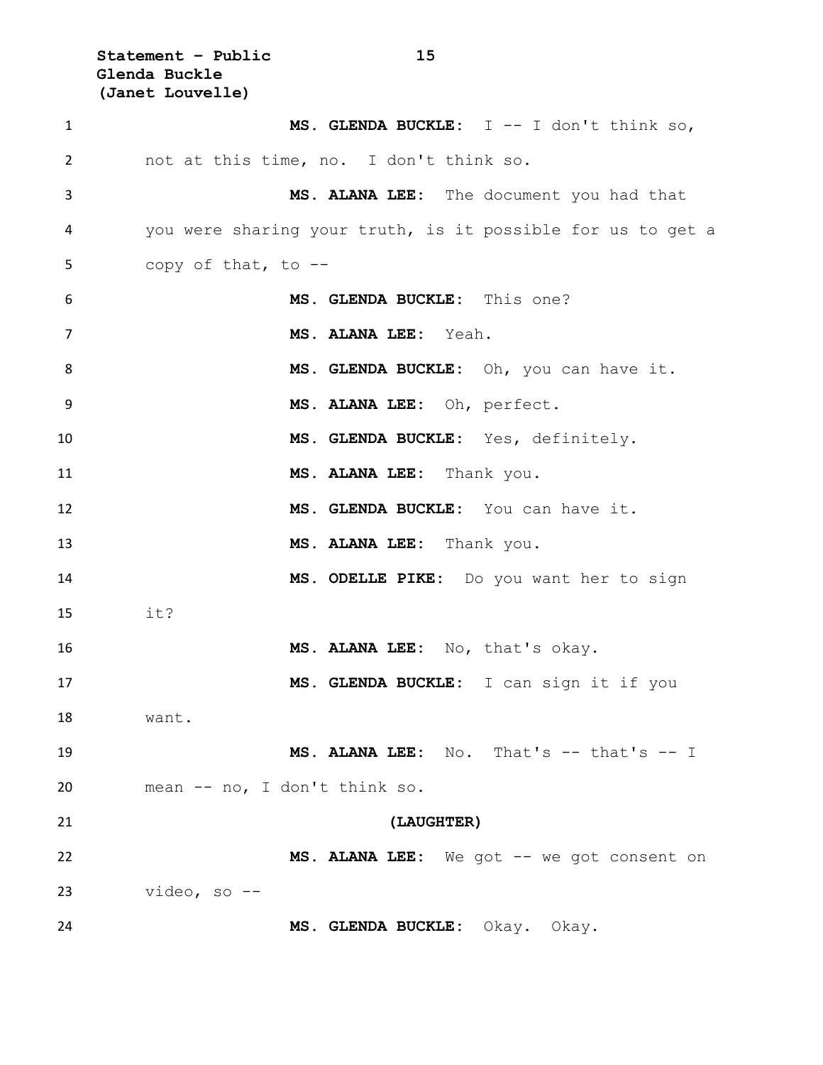**MS. GLENDA BUCKLE:** I -- I don't think so, not at this time, no. I don't think so.

**MS. ALANA LEE:** The document you had that you were sharing your truth, is it possible for us to get a copy of that, to --

**MS. GLENDA BUCKLE:** This one?

**MS. ALANA LEE:** Yeah.

**MS. GLENDA BUCKLE:** Oh, you can have it.

**MS. ALANA LEE:** Oh, perfect.

**MS. GLENDA BUCKLE:** Yes, definitely.

**MS. ALANA LEE:** Thank you.

**MS. GLENDA BUCKLE:** You can have it.

**MS. ALANA LEE:** Thank you.

**MS. ODELLE PIKE:** Do you want her to sign it?

**MS. ALANA LEE:** No, that's okay.

**MS. GLENDA BUCKLE:** I can sign it if you want.

**MS. ALANA LEE:** No. That's -- that's -- I mean -- no, I don't think so.

**(LAUGHTER)**

**MS. ALANA LEE:** We got -- we got consent on video, so --

**MS. GLENDA BUCKLE:** Okay. Okay.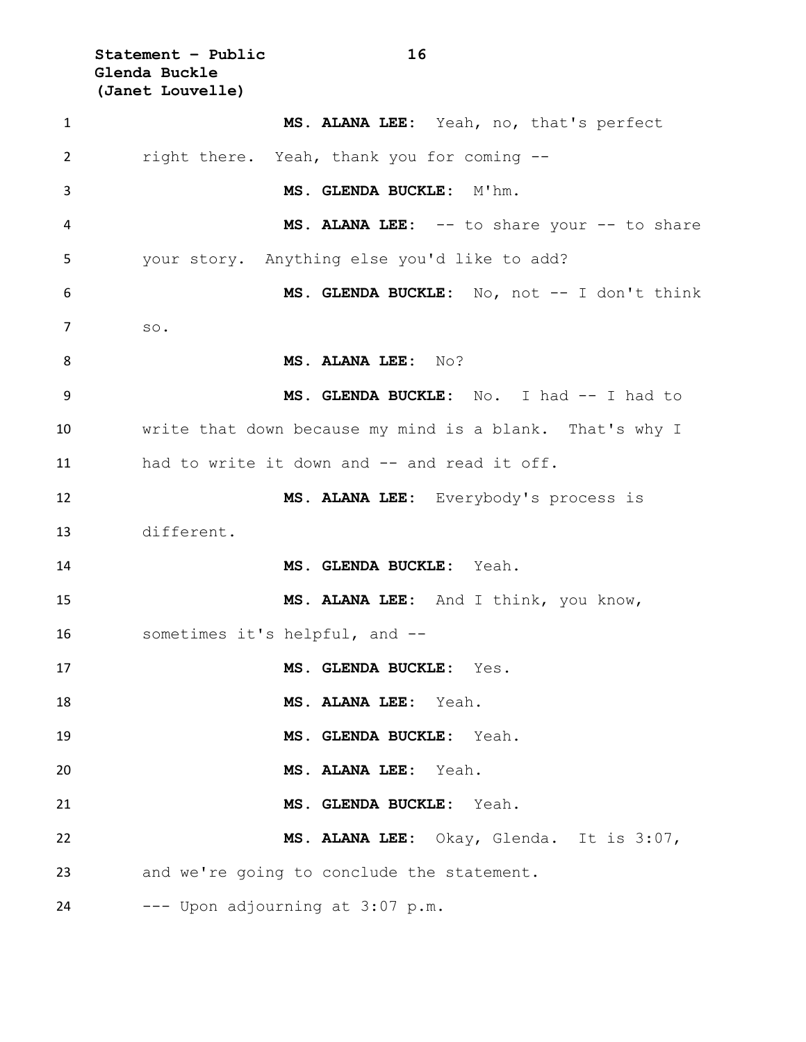**MS. ALANA LEE:** Yeah, no, that's perfect right there. Yeah, thank you for coming --

**MS. GLENDA BUCKLE:** M'hm.

**MS. ALANA LEE:** -- to share your -- to share your story. Anything else you'd like to add?

**MS. GLENDA BUCKLE:** No, not -- I don't think so.

**MS. ALANA LEE:** No?

**MS. GLENDA BUCKLE:** No. I had -- I had to write that down because my mind is a blank. That's why I had to write it down and -- and read it off.

**MS. ALANA LEE:** Everybody's process is different.

**MS. GLENDA BUCKLE:** Yeah.

**MS. ALANA LEE:** And I think, you know, sometimes it's helpful, and --

**MS. GLENDA BUCKLE:** Yes.

**MS. ALANA LEE:** Yeah.

**MS. GLENDA BUCKLE:** Yeah.

**MS. ALANA LEE:** Yeah.

**MS. GLENDA BUCKLE:** Yeah.

**MS. ALANA LEE:** Okay, Glenda. It is 3:07, and we're going to conclude the statement.

--- Upon adjourning at 3:07 p.m.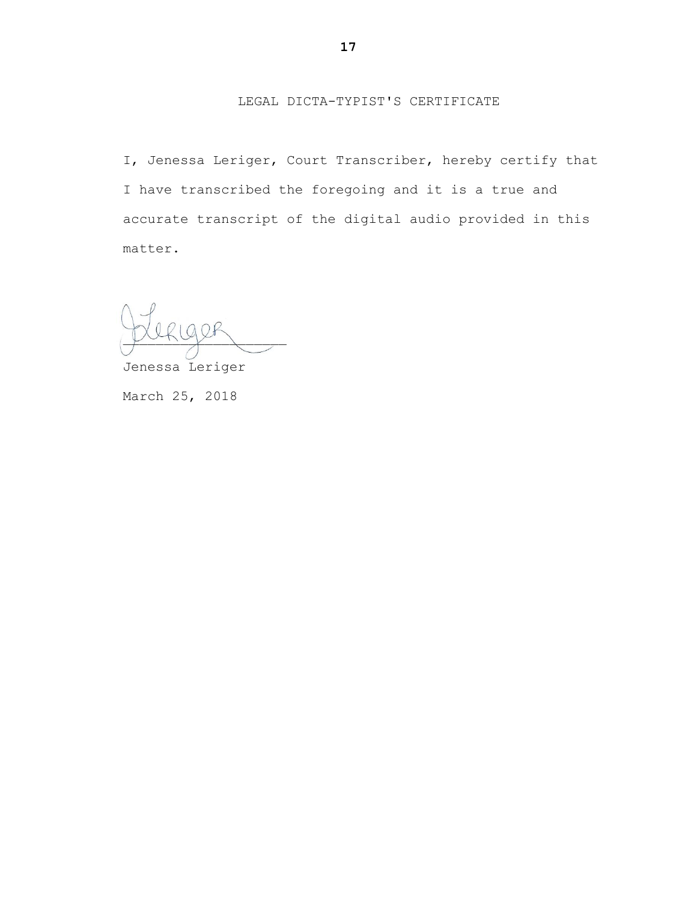LEGAL DICTA-TYPIST'S CERTIFICATE

I, Jenessa Leriger, Court Transcriber, hereby certify that I have transcribed the foregoing and it is a true and accurate transcript of the digital audio provided in this matter.

Jenessa Leriger

March 25, 2018